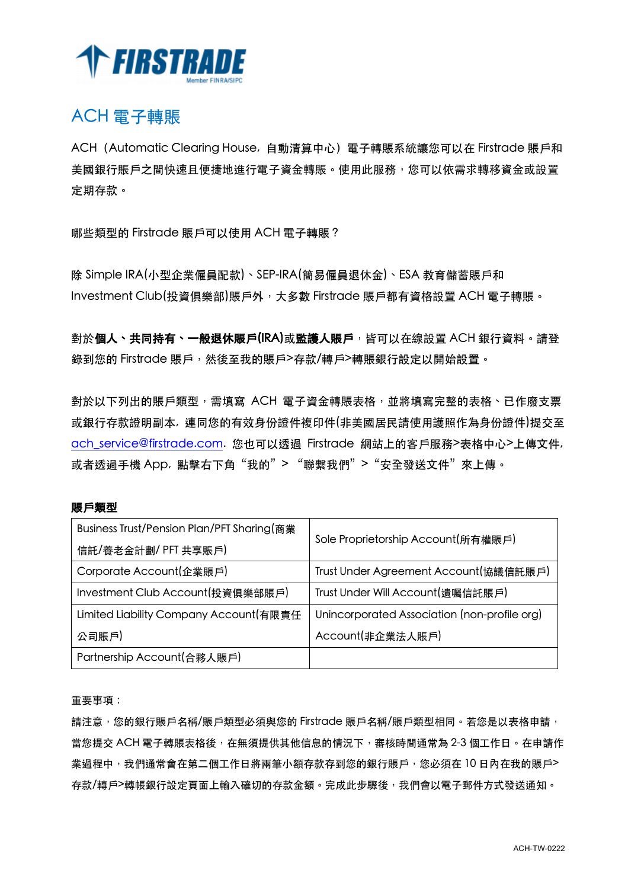FIRSTRADE

Member FINRA/SIPC

# ACH 電子轉賬

ACH（Automatic Clearing House, 自動清算中心）電子轉賬系統讓您可以在 Firstrade 賬戶和美國銀行賬戶之間快速且便捷地進行電子資金轉賬。使用此服務，您可以依需求轉移資金或設置定期存款。

哪些類型的 Firstrade 賬戶可以使用 ACH 電子轉賬？

除 Simple IRA(小型企業僱員配款)、SEP-IRA(簡易僱員退休金)、ESA 教育儲蓄賬戶和 Investment Club(投資俱樂部)賬戶外，大多數 Firstrade 賬戶都有資格設置 ACH 電子轉賬。

對於**個人、共同持有、一般退休賬戶(IRA)**或**監護人賬戶**，皆可以在線設置 ACH 銀行資料。請登錄到您的 Firstrade 賬戶，然後至我的賬戶>存款/轉戶>轉賬銀行設定以開始設置。

對於以下列出的賬戶類型，需填寫 ACH 電子資金轉賬表格，並將填寫完整的表格、已作廢支票或銀行存款證明副本，連同您的有效身份證件複印件(非美國居民請使用護照作為身份證件)提交至 ach_service@firstrade.com. 您也可以透過 Firstrade 網站上的客戶服務>表格中心>上傳文件，或者透過手機 App，點擊右下角"我的" > "聯繫我們" > "安全發送文件"來上傳。

**賬戶類型**

| | |
|---|---|
| Business Trust/Pension Plan/PFT Sharing(商業信託/養老金計劃/ PFT 共享賬戶) | Sole Proprietorship Account(所有權賬戶) |
| Corporate Account(企業賬戶) | Trust Under Agreement Account(協議信託賬戶) |
| Investment Club Account(投資俱樂部賬戶) | Trust Under Will Account(遺囑信託賬戶) |
| Limited Liability Company Account(有限責任公司賬戶) | Unincorporated Association (non-profile org) Account(非企業法人賬戶) |
| Partnership Account(合夥人賬戶) | |

重要事項：

請注意，您的銀行賬戶名稱/賬戶類型必須與您的 Firstrade 賬戶名稱/賬戶類型相同。若您是以表格申請，當您提交 ACH 電子轉賬表格後，在無須提供其他信息的情況下，審核時間通常為 2-3 個工作日。在申請作業過程中，我們通常會在第二個工作日將兩筆小額存款存到您的銀行賬戶，您必須在 10 日內在我的賬戶>存款/轉戶>轉帳銀行設定頁面上輸入確切的存款金額。完成此步驟後，我們會以電子郵件方式發送通知。

ACH-TW-0222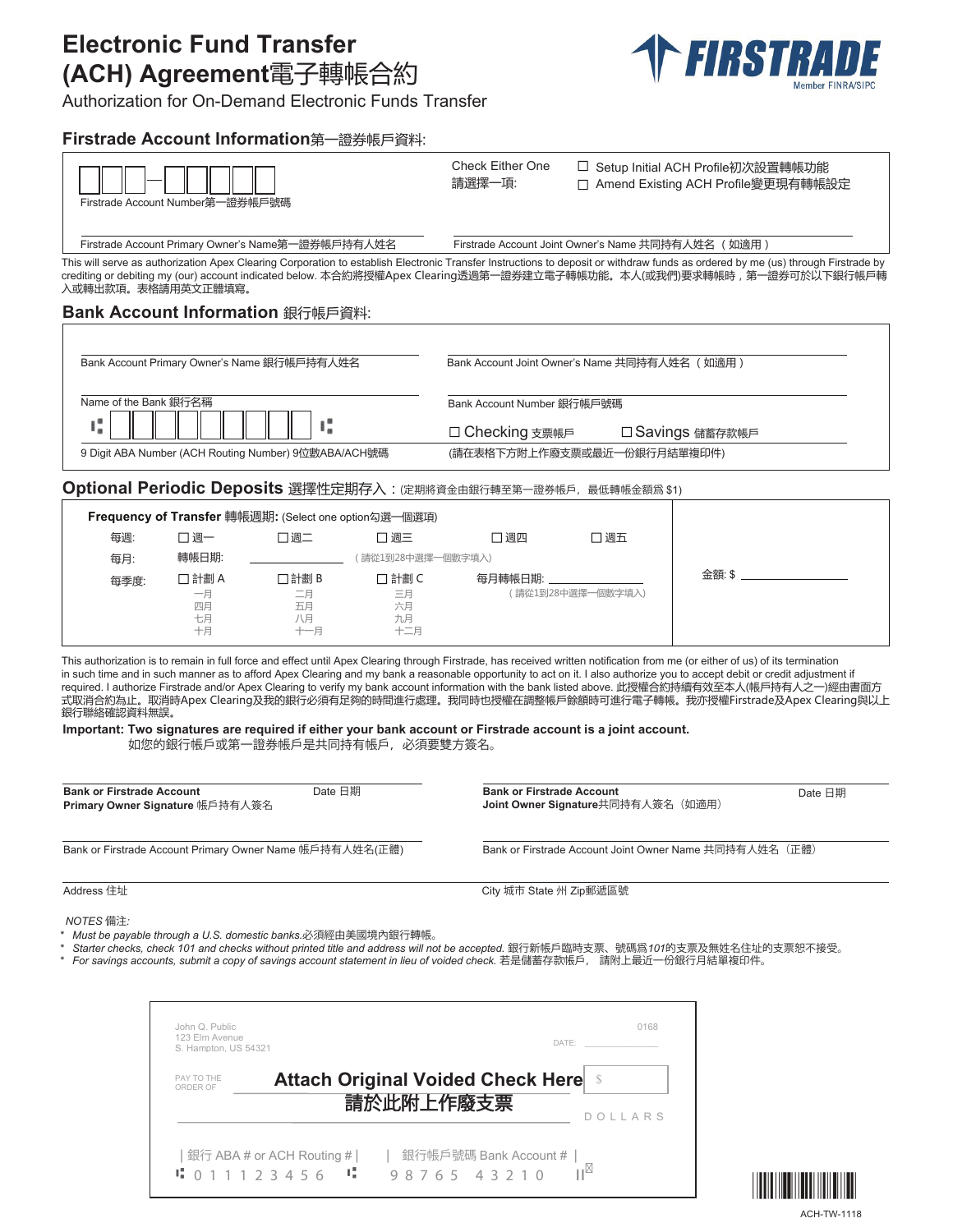# Electronic Fund Transfer (ACH) Agreement電子轉帳合約

FIRSTRADE
Member FINRA/SIPC

Authorization for On-Demand Electronic Funds Transfer

## Firstrade Account Information第一證券帳戶資料:

Firstrade Account Number第一證券帳戶號碼

Check Either One 請選擇一項:
☐ Setup Initial ACH Profile初次設置轉帳功能
☐ Amend Existing ACH Profile變更現有轉帳設定

Firstrade Account Primary Owner's Name第一證券帳戶持有人姓名

Firstrade Account Joint Owner's Name 共同持有人姓名（如適用）

This will serve as authorization Apex Clearing Corporation to establish Electronic Transfer Instructions to deposit or withdraw funds as ordered by me (us) through Firstrade by crediting or debiting my (our) account indicated below. 本合約將授權Apex Clearing透過第一證券建立電子轉帳功能。本人(或我們)要求轉帳時，第一證券可於以下銀行帳戶轉入或轉出款項。表格請用英文正體填寫。

## Bank Account Information 銀行帳戶資料:

Bank Account Primary Owner's Name 銀行帳戶持有人姓名

Bank Account Joint Owner's Name 共同持有人姓名（如適用）

Name of the Bank 銀行名稱

Bank Account Number 銀行帳戶號碼

☐ Checking 支票帳戶 ☐ Savings 儲蓄存款帳戶

9 Digit ABA Number (ACH Routing Number) 9位數ABA/ACH號碼

(請在表格下方附上作廢支票或最近一份銀行月結單複印件)

## Optional Periodic Deposits 選擇性定期存入：(定期將資金由銀行轉至第一證券帳戶，最低轉帳金額爲 $1)

**Frequency of Transfer 轉帳週期:** (Select one option勾選一個選項)

| | | | | | |
|---|---|---|---|---|---|
| 每週: | ☐ 週一 | ☐ 週二 | ☐ 週三 | ☐ 週四 | ☐ 週五 |
| 每月: | 轉帳日期: ______ | （請從1到28中選擇一個數字填入） | | | |
| 每季度: | ☐ 計劃 A 一月 四月 七月 十月 | ☐ 計劃 B 二月 五月 八月 十一月 | ☐ 計劃 C 三月 六月 九月 十二月 | 每月轉帳日期: ______ （請從1到28中選擇一個數字填入） | |

金額: $ ______

This authorization is to remain in full force and effect until Apex Clearing through Firstrade, has received written notification from me (or either of us) of its termination in such time and in such manner as to afford Apex Clearing and my bank a reasonable opportunity to act on it. I also authorize you to accept debit or credit adjustment if required. I authorize Firstrade and/or Apex Clearing to verify my bank account information with the bank listed above. 此授權合約持續有效至本人(帳戶持有人之一)經由書面方式取消合約爲止。取消時Apex Clearing及我的銀行必須有足夠的時間進行處理。我同時也授權在調整帳戶餘額時可進行電子轉帳。我亦授權Firstrade及Apex Clearing與以上銀行聯絡確認資料無誤。

**Important: Two signatures are required if either your bank account or Firstrade account is a joint account.**
如您的銀行帳戶或第一證券帳戶是共同持有帳戶，必須要雙方簽名。

**Bank or Firstrade Account Primary Owner Signature** 帳戶持有人簽名 — Date 日期

**Bank or Firstrade Account Joint Owner Signature**共同持有人簽名（如適用） — Date 日期

Bank or Firstrade Account Primary Owner Name 帳戶持有人姓名(正體)

Bank or Firstrade Account Joint Owner Name 共同持有人姓名（正體）

Address 住址

City 城市 State 州 Zip郵遞區號

*NOTES 備注:*

- *Must be payable through a U.S. domestic banks.*必須經由美國境內銀行轉帳。
- *Starter checks, check 101 and checks without printed title and address will not be accepted.* 銀行新帳戶臨時支票、號碼爲*101*的支票及無姓名住址的支票恕不接受。
- *For savings accounts, submit a copy of savings account statement in lieu of voided check.* 若是儲蓄存款帳戶，請附上最近一份銀行月結單複印件。

John Q. Public
123 Elm Avenue
S. Hampton, US 54321

0168

DATE:

PAY TO THE ORDER OF

**Attach Original Voided Check Here**
**請於此附上作廢支票**

$

DOLLARS

| 銀行 ABA # or ACH Routing # | | 銀行帳戶號碼 Bank Account # |

0 1 1 1 2 3 4 5 6 9 8 7 6 5 4 3 2 1 0

ACH-TW-1118